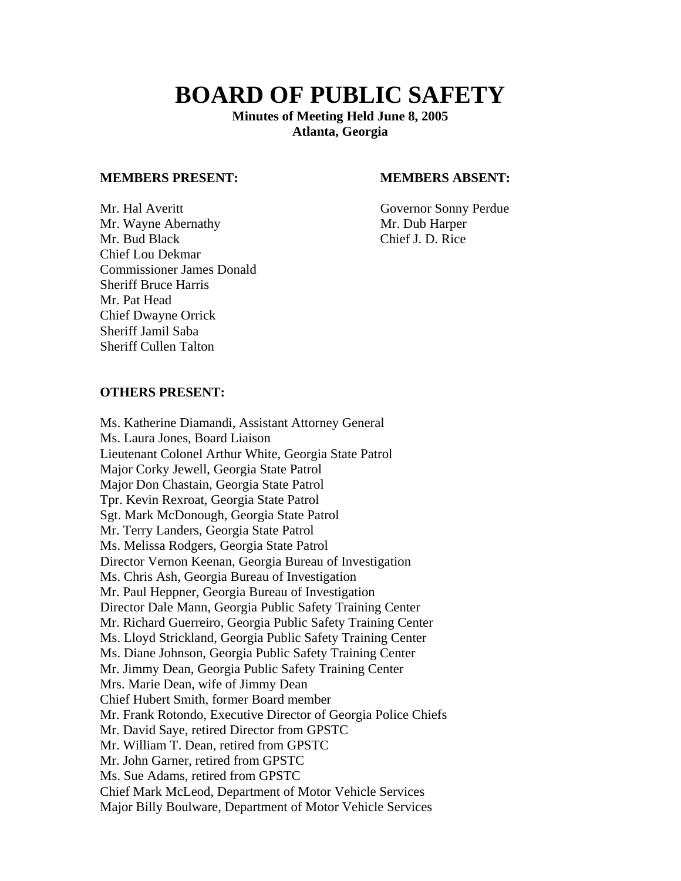# BOARD OF PUBLIC SAFETY

**Minutes of Meeting Held June 8, 2005**
**Atlanta, Georgia**

**MEMBERS PRESENT:**

Mr. Hal Averitt
Mr. Wayne Abernathy
Mr. Bud Black
Chief Lou Dekmar
Commissioner James Donald
Sheriff Bruce Harris
Mr. Pat Head
Chief Dwayne Orrick
Sheriff Jamil Saba
Sheriff Cullen Talton

**MEMBERS ABSENT:**

Governor Sonny Perdue
Mr. Dub Harper
Chief J. D. Rice

**OTHERS PRESENT:**

Ms. Katherine Diamandi, Assistant Attorney General
Ms. Laura Jones, Board Liaison
Lieutenant Colonel Arthur White, Georgia State Patrol
Major Corky Jewell, Georgia State Patrol
Major Don Chastain, Georgia State Patrol
Tpr. Kevin Rexroat, Georgia State Patrol
Sgt. Mark McDonough, Georgia State Patrol
Mr. Terry Landers, Georgia State Patrol
Ms. Melissa Rodgers, Georgia State Patrol
Director Vernon Keenan, Georgia Bureau of Investigation
Ms. Chris Ash, Georgia Bureau of Investigation
Mr. Paul Heppner, Georgia Bureau of Investigation
Director Dale Mann, Georgia Public Safety Training Center
Mr. Richard Guerreiro, Georgia Public Safety Training Center
Ms. Lloyd Strickland, Georgia Public Safety Training Center
Ms. Diane Johnson, Georgia Public Safety Training Center
Mr. Jimmy Dean, Georgia Public Safety Training Center
Mrs. Marie Dean, wife of Jimmy Dean
Chief Hubert Smith, former Board member
Mr. Frank Rotondo, Executive Director of Georgia Police Chiefs
Mr. David Saye, retired Director from GPSTC
Mr. William T. Dean, retired from GPSTC
Mr. John Garner, retired from GPSTC
Ms. Sue Adams, retired from GPSTC
Chief Mark McLeod, Department of Motor Vehicle Services
Major Billy Boulware, Department of Motor Vehicle Services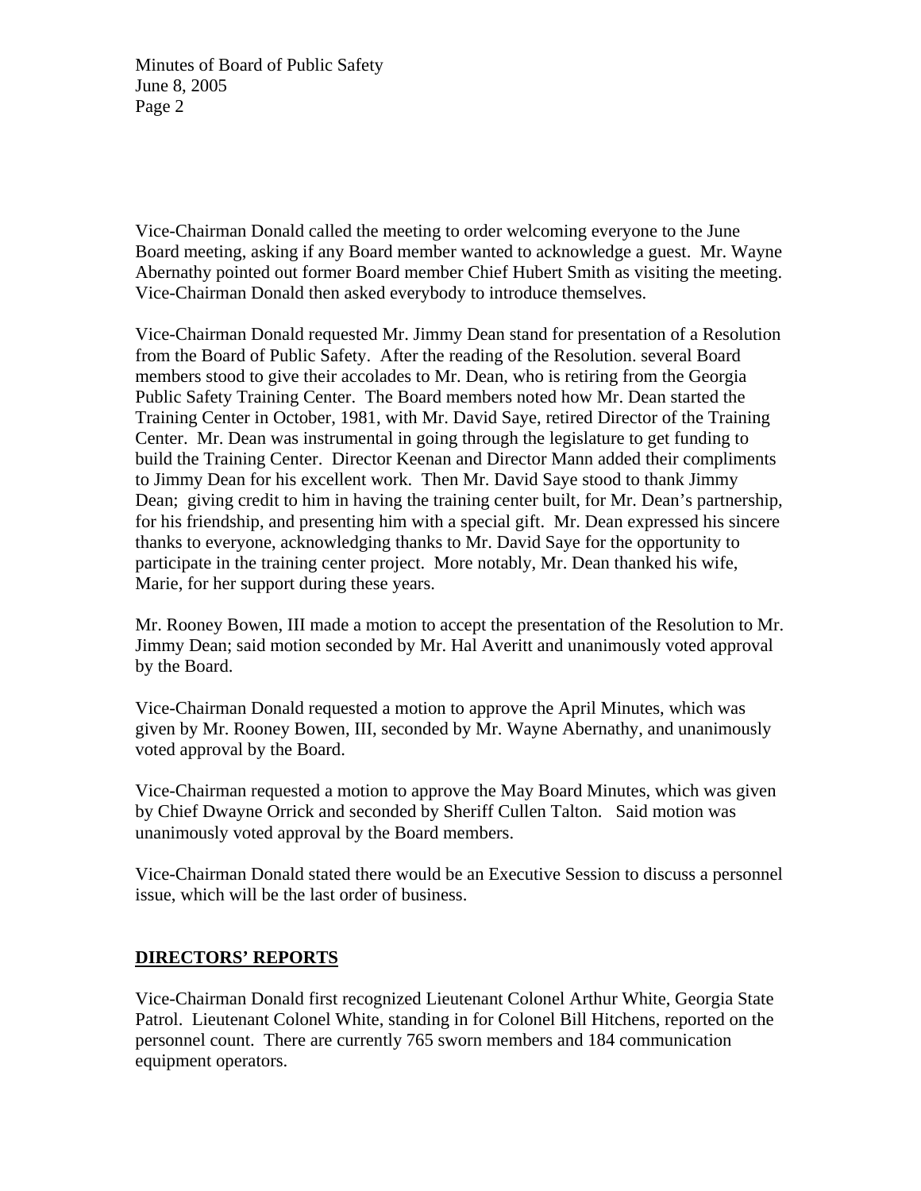Vice-Chairman Donald called the meeting to order welcoming everyone to the June Board meeting, asking if any Board member wanted to acknowledge a guest. Mr. Wayne Abernathy pointed out former Board member Chief Hubert Smith as visiting the meeting. Vice-Chairman Donald then asked everybody to introduce themselves.

Vice-Chairman Donald requested Mr. Jimmy Dean stand for presentation of a Resolution from the Board of Public Safety. After the reading of the Resolution. several Board members stood to give their accolades to Mr. Dean, who is retiring from the Georgia Public Safety Training Center. The Board members noted how Mr. Dean started the Training Center in October, 1981, with Mr. David Saye, retired Director of the Training Center. Mr. Dean was instrumental in going through the legislature to get funding to build the Training Center. Director Keenan and Director Mann added their compliments to Jimmy Dean for his excellent work. Then Mr. David Saye stood to thank Jimmy Dean; giving credit to him in having the training center built, for Mr. Dean's partnership, for his friendship, and presenting him with a special gift. Mr. Dean expressed his sincere thanks to everyone, acknowledging thanks to Mr. David Saye for the opportunity to participate in the training center project. More notably, Mr. Dean thanked his wife, Marie, for her support during these years.

Mr. Rooney Bowen, III made a motion to accept the presentation of the Resolution to Mr. Jimmy Dean; said motion seconded by Mr. Hal Averitt and unanimously voted approval by the Board.

Vice-Chairman Donald requested a motion to approve the April Minutes, which was given by Mr. Rooney Bowen, III, seconded by Mr. Wayne Abernathy, and unanimously voted approval by the Board.

Vice-Chairman requested a motion to approve the May Board Minutes, which was given by Chief Dwayne Orrick and seconded by Sheriff Cullen Talton. Said motion was unanimously voted approval by the Board members.

Vice-Chairman Donald stated there would be an Executive Session to discuss a personnel issue, which will be the last order of business.

## DIRECTORS' REPORTS

Vice-Chairman Donald first recognized Lieutenant Colonel Arthur White, Georgia State Patrol. Lieutenant Colonel White, standing in for Colonel Bill Hitchens, reported on the personnel count. There are currently 765 sworn members and 184 communication equipment operators.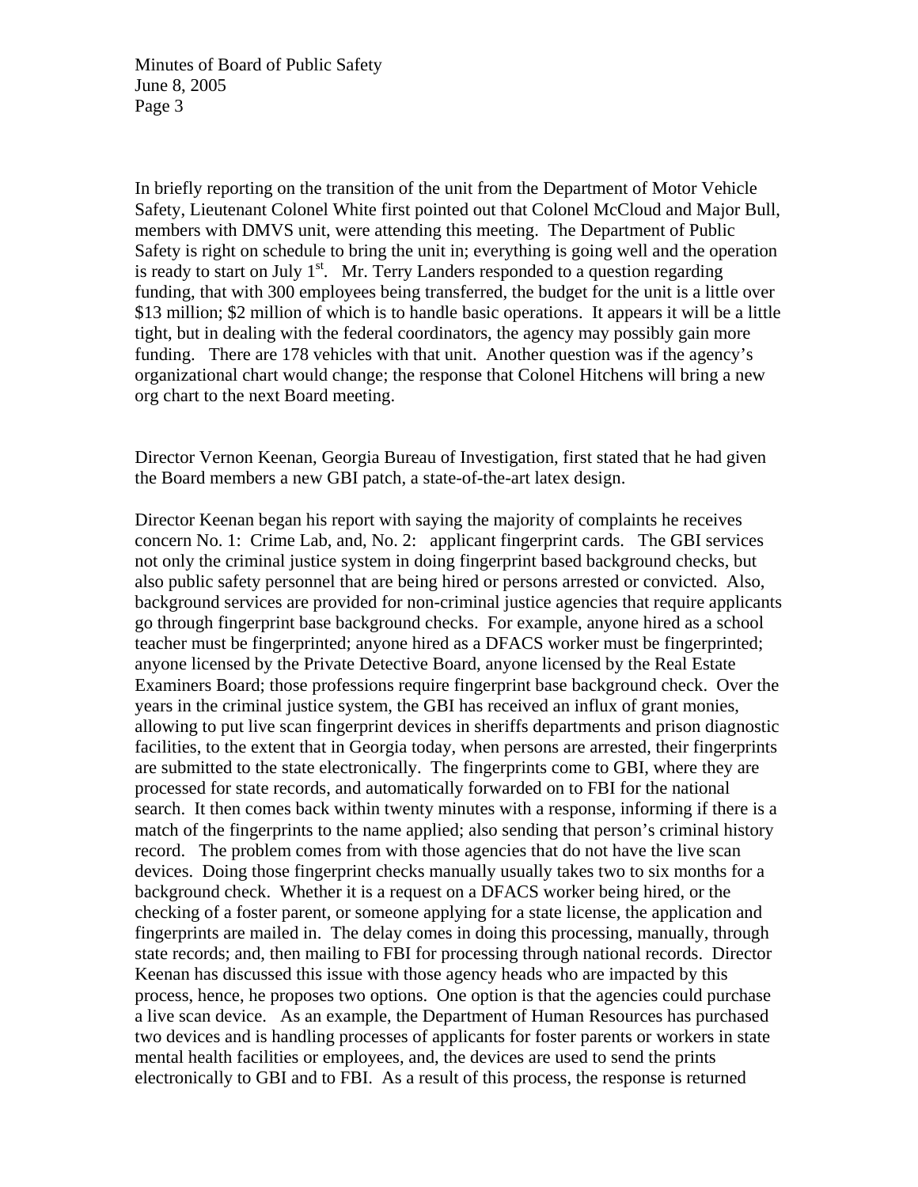In briefly reporting on the transition of the unit from the Department of Motor Vehicle Safety, Lieutenant Colonel White first pointed out that Colonel McCloud and Major Bull, members with DMVS unit, were attending this meeting. The Department of Public Safety is right on schedule to bring the unit in; everything is going well and the operation is ready to start on July 1st. Mr. Terry Landers responded to a question regarding funding, that with 300 employees being transferred, the budget for the unit is a little over $13 million; $2 million of which is to handle basic operations. It appears it will be a little tight, but in dealing with the federal coordinators, the agency may possibly gain more funding. There are 178 vehicles with that unit. Another question was if the agency's organizational chart would change; the response that Colonel Hitchens will bring a new org chart to the next Board meeting.

Director Vernon Keenan, Georgia Bureau of Investigation, first stated that he had given the Board members a new GBI patch, a state-of-the-art latex design.

Director Keenan began his report with saying the majority of complaints he receives concern No. 1: Crime Lab, and, No. 2: applicant fingerprint cards. The GBI services not only the criminal justice system in doing fingerprint based background checks, but also public safety personnel that are being hired or persons arrested or convicted. Also, background services are provided for non-criminal justice agencies that require applicants go through fingerprint base background checks. For example, anyone hired as a school teacher must be fingerprinted; anyone hired as a DFACS worker must be fingerprinted; anyone licensed by the Private Detective Board, anyone licensed by the Real Estate Examiners Board; those professions require fingerprint base background check. Over the years in the criminal justice system, the GBI has received an influx of grant monies, allowing to put live scan fingerprint devices in sheriffs departments and prison diagnostic facilities, to the extent that in Georgia today, when persons are arrested, their fingerprints are submitted to the state electronically. The fingerprints come to GBI, where they are processed for state records, and automatically forwarded on to FBI for the national search. It then comes back within twenty minutes with a response, informing if there is a match of the fingerprints to the name applied; also sending that person's criminal history record. The problem comes from with those agencies that do not have the live scan devices. Doing those fingerprint checks manually usually takes two to six months for a background check. Whether it is a request on a DFACS worker being hired, or the checking of a foster parent, or someone applying for a state license, the application and fingerprints are mailed in. The delay comes in doing this processing, manually, through state records; and, then mailing to FBI for processing through national records. Director Keenan has discussed this issue with those agency heads who are impacted by this process, hence, he proposes two options. One option is that the agencies could purchase a live scan device. As an example, the Department of Human Resources has purchased two devices and is handling processes of applicants for foster parents or workers in state mental health facilities or employees, and, the devices are used to send the prints electronically to GBI and to FBI. As a result of this process, the response is returned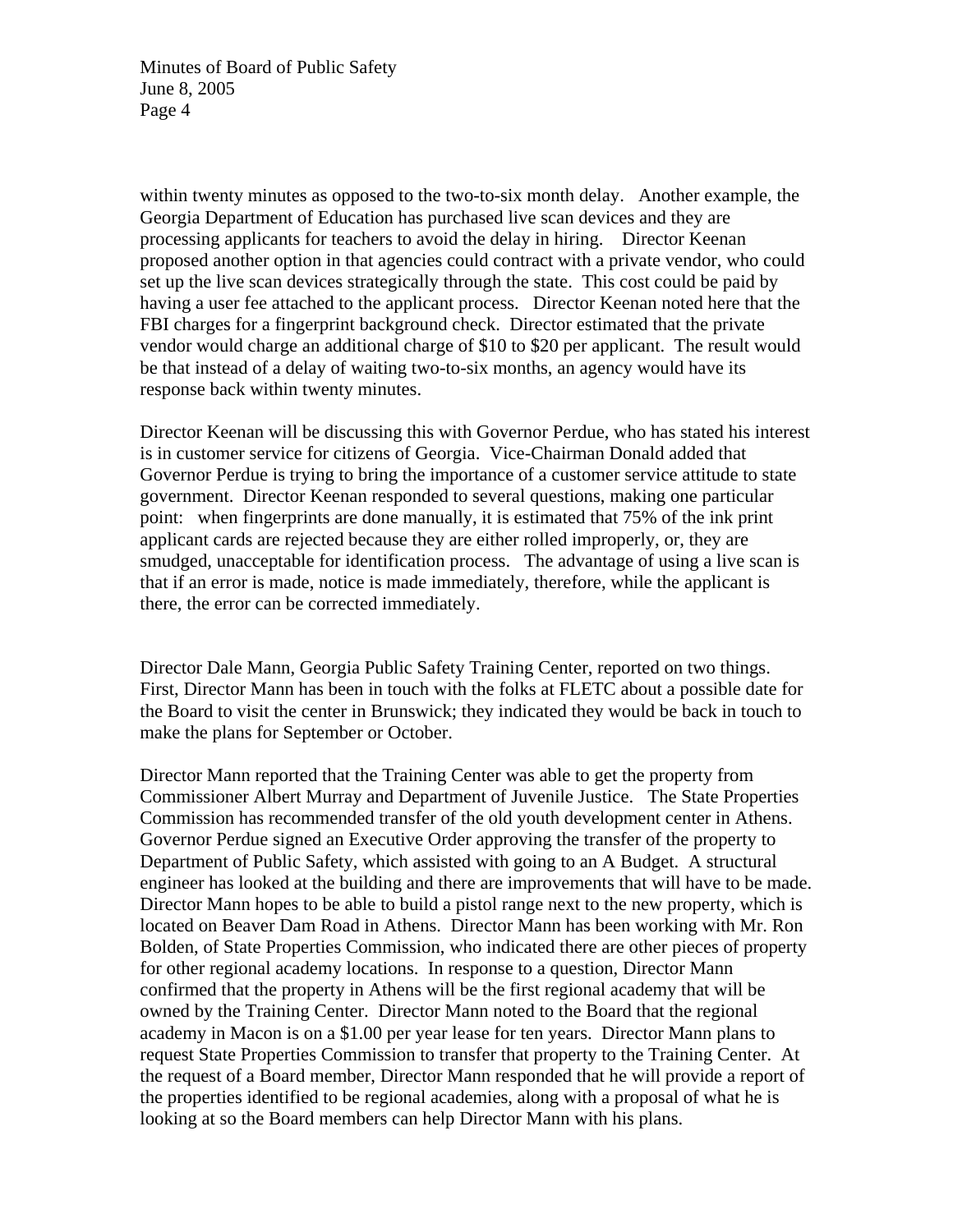within twenty minutes as opposed to the two-to-six month delay. Another example, the Georgia Department of Education has purchased live scan devices and they are processing applicants for teachers to avoid the delay in hiring. Director Keenan proposed another option in that agencies could contract with a private vendor, who could set up the live scan devices strategically through the state. This cost could be paid by having a user fee attached to the applicant process. Director Keenan noted here that the FBI charges for a fingerprint background check. Director estimated that the private vendor would charge an additional charge of $10 to $20 per applicant. The result would be that instead of a delay of waiting two-to-six months, an agency would have its response back within twenty minutes.

Director Keenan will be discussing this with Governor Perdue, who has stated his interest is in customer service for citizens of Georgia. Vice-Chairman Donald added that Governor Perdue is trying to bring the importance of a customer service attitude to state government. Director Keenan responded to several questions, making one particular point: when fingerprints are done manually, it is estimated that 75% of the ink print applicant cards are rejected because they are either rolled improperly, or, they are smudged, unacceptable for identification process. The advantage of using a live scan is that if an error is made, notice is made immediately, therefore, while the applicant is there, the error can be corrected immediately.

Director Dale Mann, Georgia Public Safety Training Center, reported on two things. First, Director Mann has been in touch with the folks at FLETC about a possible date for the Board to visit the center in Brunswick; they indicated they would be back in touch to make the plans for September or October.

Director Mann reported that the Training Center was able to get the property from Commissioner Albert Murray and Department of Juvenile Justice. The State Properties Commission has recommended transfer of the old youth development center in Athens. Governor Perdue signed an Executive Order approving the transfer of the property to Department of Public Safety, which assisted with going to an A Budget. A structural engineer has looked at the building and there are improvements that will have to be made. Director Mann hopes to be able to build a pistol range next to the new property, which is located on Beaver Dam Road in Athens. Director Mann has been working with Mr. Ron Bolden, of State Properties Commission, who indicated there are other pieces of property for other regional academy locations. In response to a question, Director Mann confirmed that the property in Athens will be the first regional academy that will be owned by the Training Center. Director Mann noted to the Board that the regional academy in Macon is on a $1.00 per year lease for ten years. Director Mann plans to request State Properties Commission to transfer that property to the Training Center. At the request of a Board member, Director Mann responded that he will provide a report of the properties identified to be regional academies, along with a proposal of what he is looking at so the Board members can help Director Mann with his plans.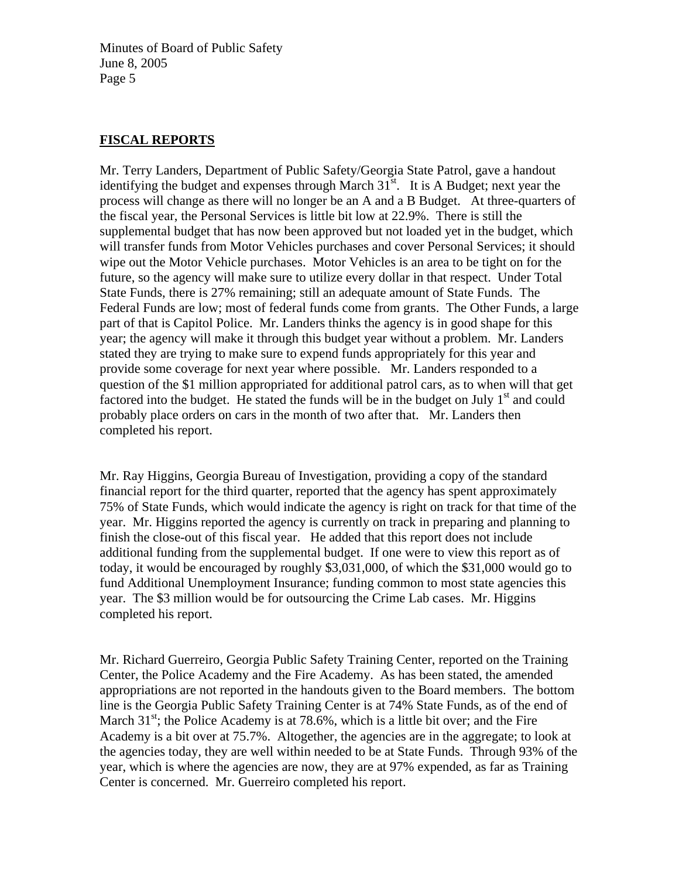## FISCAL REPORTS

Mr. Terry Landers, Department of Public Safety/Georgia State Patrol, gave a handout identifying the budget and expenses through March 31st. It is A Budget; next year the process will change as there will no longer be an A and a B Budget. At three-quarters of the fiscal year, the Personal Services is little bit low at 22.9%. There is still the supplemental budget that has now been approved but not loaded yet in the budget, which will transfer funds from Motor Vehicles purchases and cover Personal Services; it should wipe out the Motor Vehicle purchases. Motor Vehicles is an area to be tight on for the future, so the agency will make sure to utilize every dollar in that respect. Under Total State Funds, there is 27% remaining; still an adequate amount of State Funds. The Federal Funds are low; most of federal funds come from grants. The Other Funds, a large part of that is Capitol Police. Mr. Landers thinks the agency is in good shape for this year; the agency will make it through this budget year without a problem. Mr. Landers stated they are trying to make sure to expend funds appropriately for this year and provide some coverage for next year where possible. Mr. Landers responded to a question of the $1 million appropriated for additional patrol cars, as to when will that get factored into the budget. He stated the funds will be in the budget on July 1st and could probably place orders on cars in the month of two after that. Mr. Landers then completed his report.

Mr. Ray Higgins, Georgia Bureau of Investigation, providing a copy of the standard financial report for the third quarter, reported that the agency has spent approximately 75% of State Funds, which would indicate the agency is right on track for that time of the year. Mr. Higgins reported the agency is currently on track in preparing and planning to finish the close-out of this fiscal year. He added that this report does not include additional funding from the supplemental budget. If one were to view this report as of today, it would be encouraged by roughly $3,031,000, of which the $31,000 would go to fund Additional Unemployment Insurance; funding common to most state agencies this year. The $3 million would be for outsourcing the Crime Lab cases. Mr. Higgins completed his report.

Mr. Richard Guerreiro, Georgia Public Safety Training Center, reported on the Training Center, the Police Academy and the Fire Academy. As has been stated, the amended appropriations are not reported in the handouts given to the Board members. The bottom line is the Georgia Public Safety Training Center is at 74% State Funds, as of the end of March 31st; the Police Academy is at 78.6%, which is a little bit over; and the Fire Academy is a bit over at 75.7%. Altogether, the agencies are in the aggregate; to look at the agencies today, they are well within needed to be at State Funds. Through 93% of the year, which is where the agencies are now, they are at 97% expended, as far as Training Center is concerned. Mr. Guerreiro completed his report.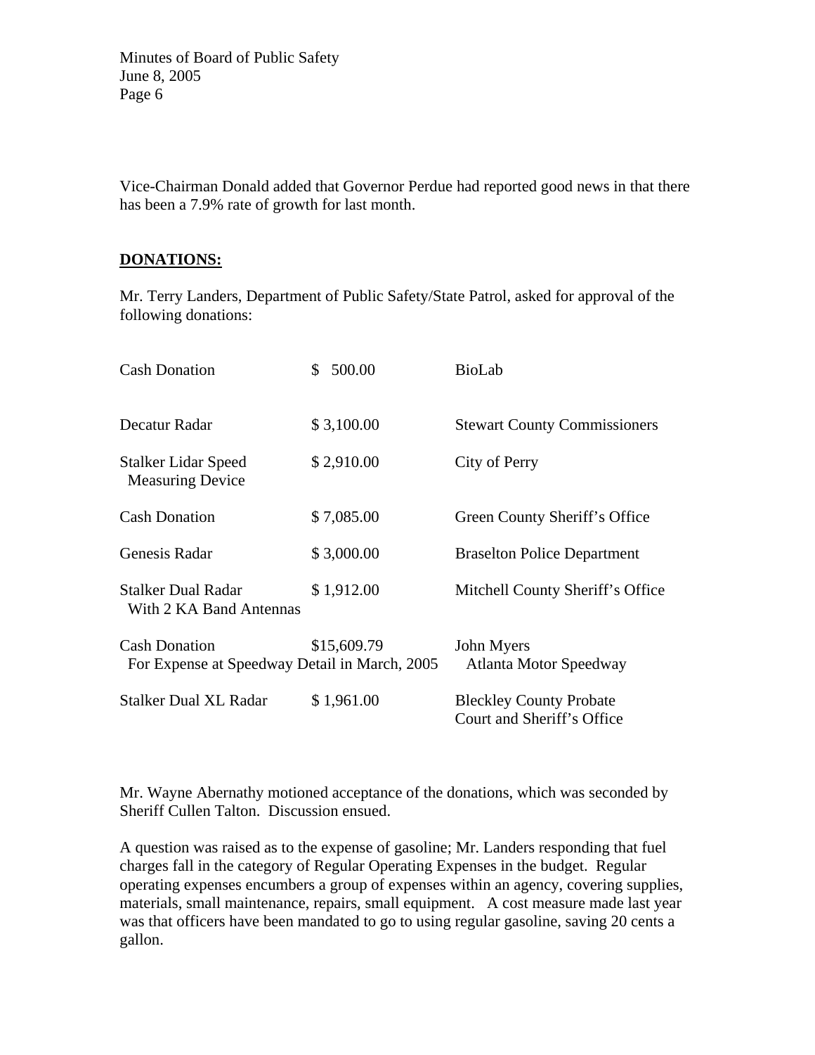Vice-Chairman Donald added that Governor Perdue had reported good news in that there has been a 7.9% rate of growth for last month.

## DONATIONS:

Mr. Terry Landers, Department of Public Safety/State Patrol, asked for approval of the following donations:

| Item | Amount | Donor |
|---|---|---|
| Cash Donation | $ 500.00 | BioLab |
| Decatur Radar | $ 3,100.00 | Stewart County Commissioners |
| Stalker Lidar Speed Measuring Device | $ 2,910.00 | City of Perry |
| Cash Donation | $ 7,085.00 | Green County Sheriff's Office |
| Genesis Radar | $ 3,000.00 | Braselton Police Department |
| Stalker Dual Radar With 2 KA Band Antennas | $ 1,912.00 | Mitchell County Sheriff's Office |
| Cash Donation For Expense at Speedway Detail in March, 2005 | $15,609.79 | John Myers Atlanta Motor Speedway |
| Stalker Dual XL Radar | $ 1,961.00 | Bleckley County Probate Court and Sheriff's Office |

Mr. Wayne Abernathy motioned acceptance of the donations, which was seconded by Sheriff Cullen Talton. Discussion ensued.

A question was raised as to the expense of gasoline; Mr. Landers responding that fuel charges fall in the category of Regular Operating Expenses in the budget. Regular operating expenses encumbers a group of expenses within an agency, covering supplies, materials, small maintenance, repairs, small equipment. A cost measure made last year was that officers have been mandated to go to using regular gasoline, saving 20 cents a gallon.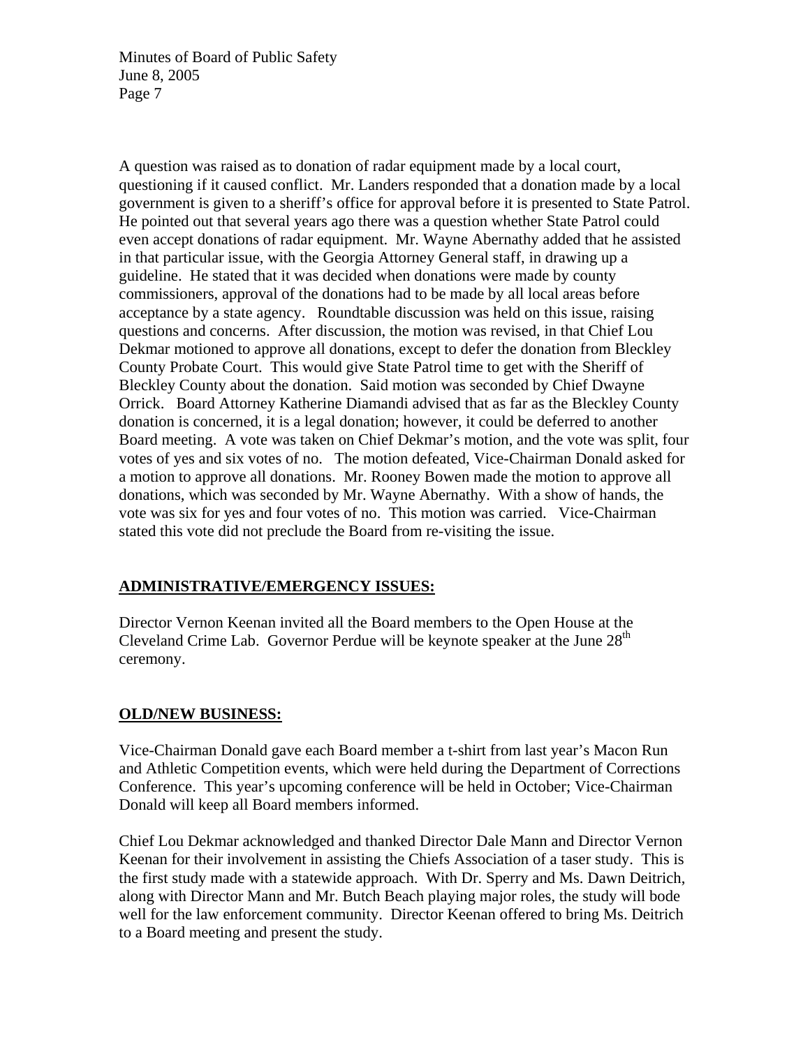A question was raised as to donation of radar equipment made by a local court, questioning if it caused conflict. Mr. Landers responded that a donation made by a local government is given to a sheriff's office for approval before it is presented to State Patrol. He pointed out that several years ago there was a question whether State Patrol could even accept donations of radar equipment. Mr. Wayne Abernathy added that he assisted in that particular issue, with the Georgia Attorney General staff, in drawing up a guideline. He stated that it was decided when donations were made by county commissioners, approval of the donations had to be made by all local areas before acceptance by a state agency. Roundtable discussion was held on this issue, raising questions and concerns. After discussion, the motion was revised, in that Chief Lou Dekmar motioned to approve all donations, except to defer the donation from Bleckley County Probate Court. This would give State Patrol time to get with the Sheriff of Bleckley County about the donation. Said motion was seconded by Chief Dwayne Orrick. Board Attorney Katherine Diamandi advised that as far as the Bleckley County donation is concerned, it is a legal donation; however, it could be deferred to another Board meeting. A vote was taken on Chief Dekmar's motion, and the vote was split, four votes of yes and six votes of no. The motion defeated, Vice-Chairman Donald asked for a motion to approve all donations. Mr. Rooney Bowen made the motion to approve all donations, which was seconded by Mr. Wayne Abernathy. With a show of hands, the vote was six for yes and four votes of no. This motion was carried. Vice-Chairman stated this vote did not preclude the Board from re-visiting the issue.

## ADMINISTRATIVE/EMERGENCY ISSUES:

Director Vernon Keenan invited all the Board members to the Open House at the Cleveland Crime Lab. Governor Perdue will be keynote speaker at the June 28th ceremony.

## OLD/NEW BUSINESS:

Vice-Chairman Donald gave each Board member a t-shirt from last year's Macon Run and Athletic Competition events, which were held during the Department of Corrections Conference. This year's upcoming conference will be held in October; Vice-Chairman Donald will keep all Board members informed.

Chief Lou Dekmar acknowledged and thanked Director Dale Mann and Director Vernon Keenan for their involvement in assisting the Chiefs Association of a taser study. This is the first study made with a statewide approach. With Dr. Sperry and Ms. Dawn Deitrich, along with Director Mann and Mr. Butch Beach playing major roles, the study will bode well for the law enforcement community. Director Keenan offered to bring Ms. Deitrich to a Board meeting and present the study.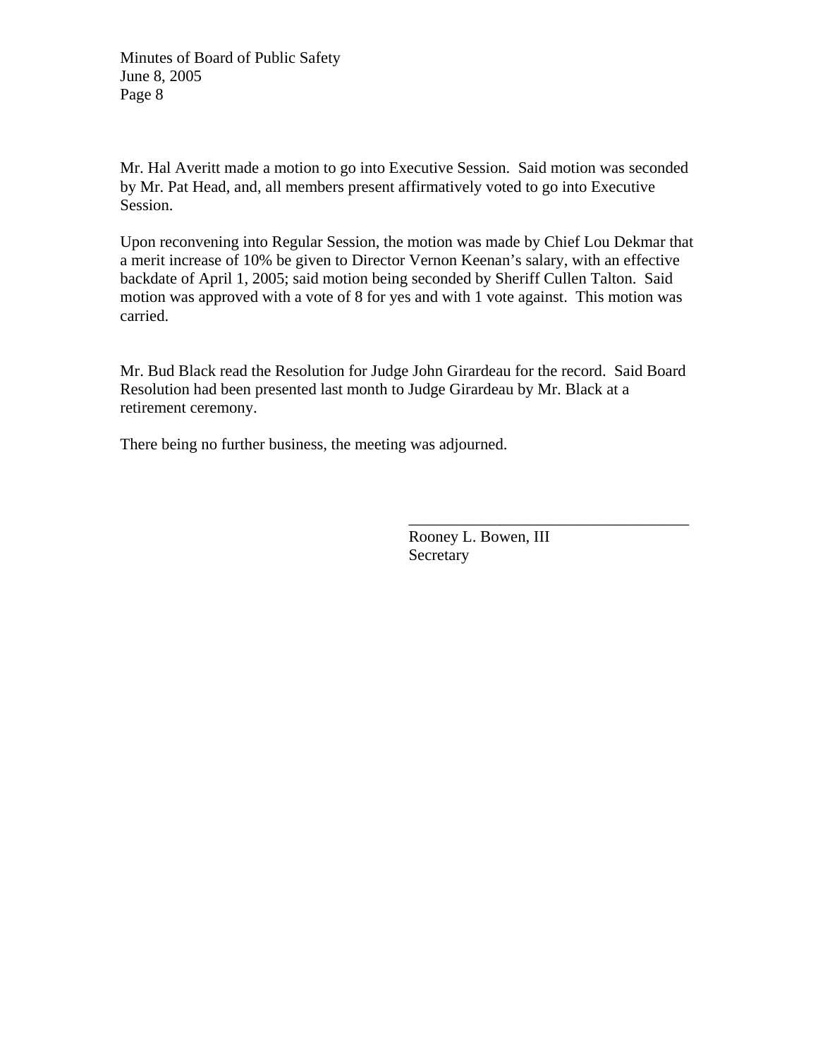Mr. Hal Averitt made a motion to go into Executive Session. Said motion was seconded by Mr. Pat Head, and, all members present affirmatively voted to go into Executive Session.

Upon reconvening into Regular Session, the motion was made by Chief Lou Dekmar that a merit increase of 10% be given to Director Vernon Keenan's salary, with an effective backdate of April 1, 2005; said motion being seconded by Sheriff Cullen Talton. Said motion was approved with a vote of 8 for yes and with 1 vote against. This motion was carried.

Mr. Bud Black read the Resolution for Judge John Girardeau for the record. Said Board Resolution had been presented last month to Judge Girardeau by Mr. Black at a retirement ceremony.

There being no further business, the meeting was adjourned.

\_\_\_\_\_\_\_\_\_\_\_\_\_\_\_\_\_\_\_\_\_\_\_\_\_\_\_\_\_\_\_\_\_\_\_\_

Rooney L. Bowen, III  
Secretary